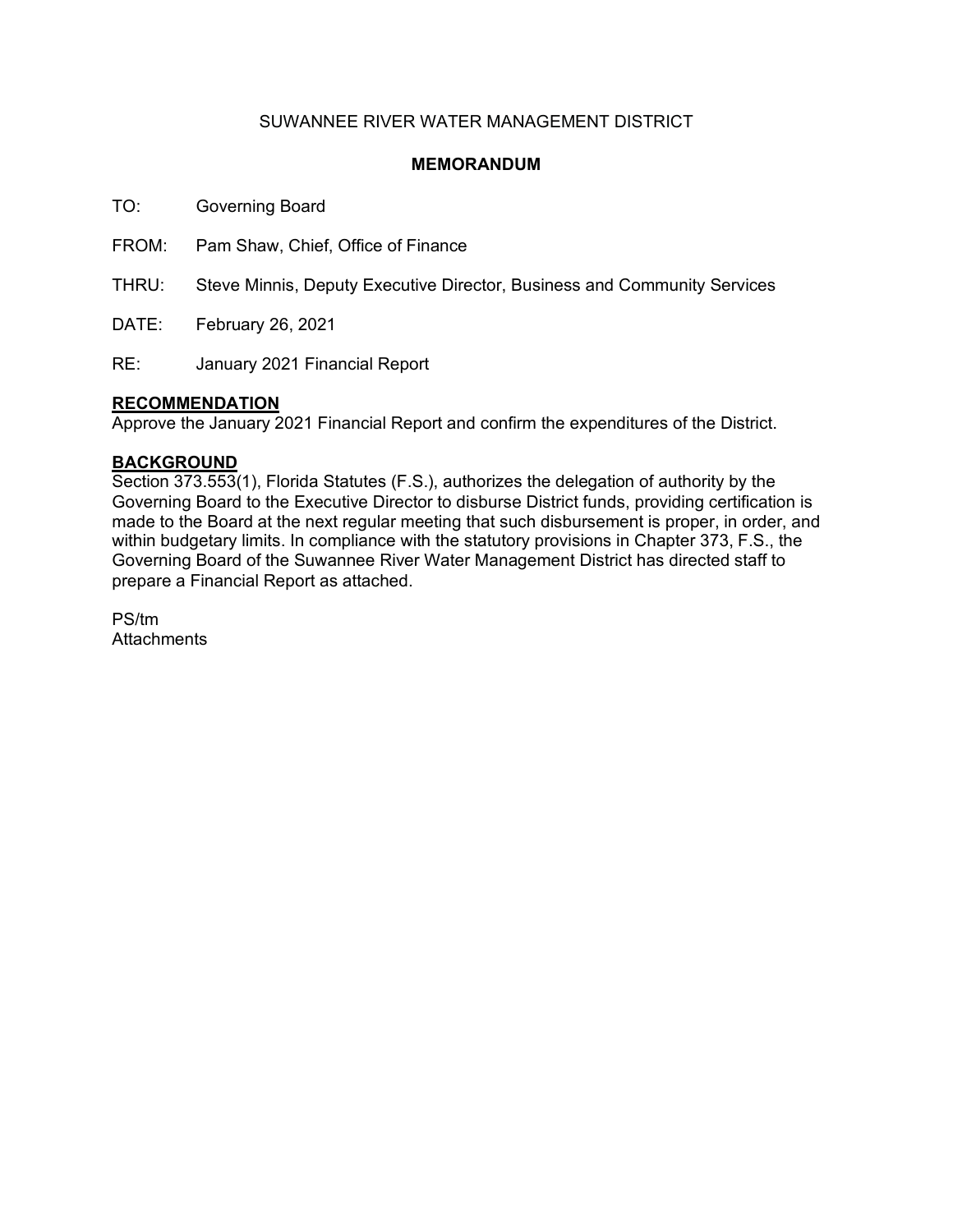SUWANNEE RIVER WATER MANAGEMENT DISTRICT

**MEMORANDUM**

TO: Governing Board

FROM: Pam Shaw, Chief, Office of Finance

THRU: Steve Minnis, Deputy Executive Director, Business and Community Services

DATE: February 26, 2021

RE: January 2021 Financial Report

## RECOMMENDATION

Approve the January 2021 Financial Report and confirm the expenditures of the District.

## BACKGROUND

Section 373.553(1), Florida Statutes (F.S.), authorizes the delegation of authority by the Governing Board to the Executive Director to disburse District funds, providing certification is made to the Board at the next regular meeting that such disbursement is proper, in order, and within budgetary limits. In compliance with the statutory provisions in Chapter 373, F.S., the Governing Board of the Suwannee River Water Management District has directed staff to prepare a Financial Report as attached.

PS/tm
Attachments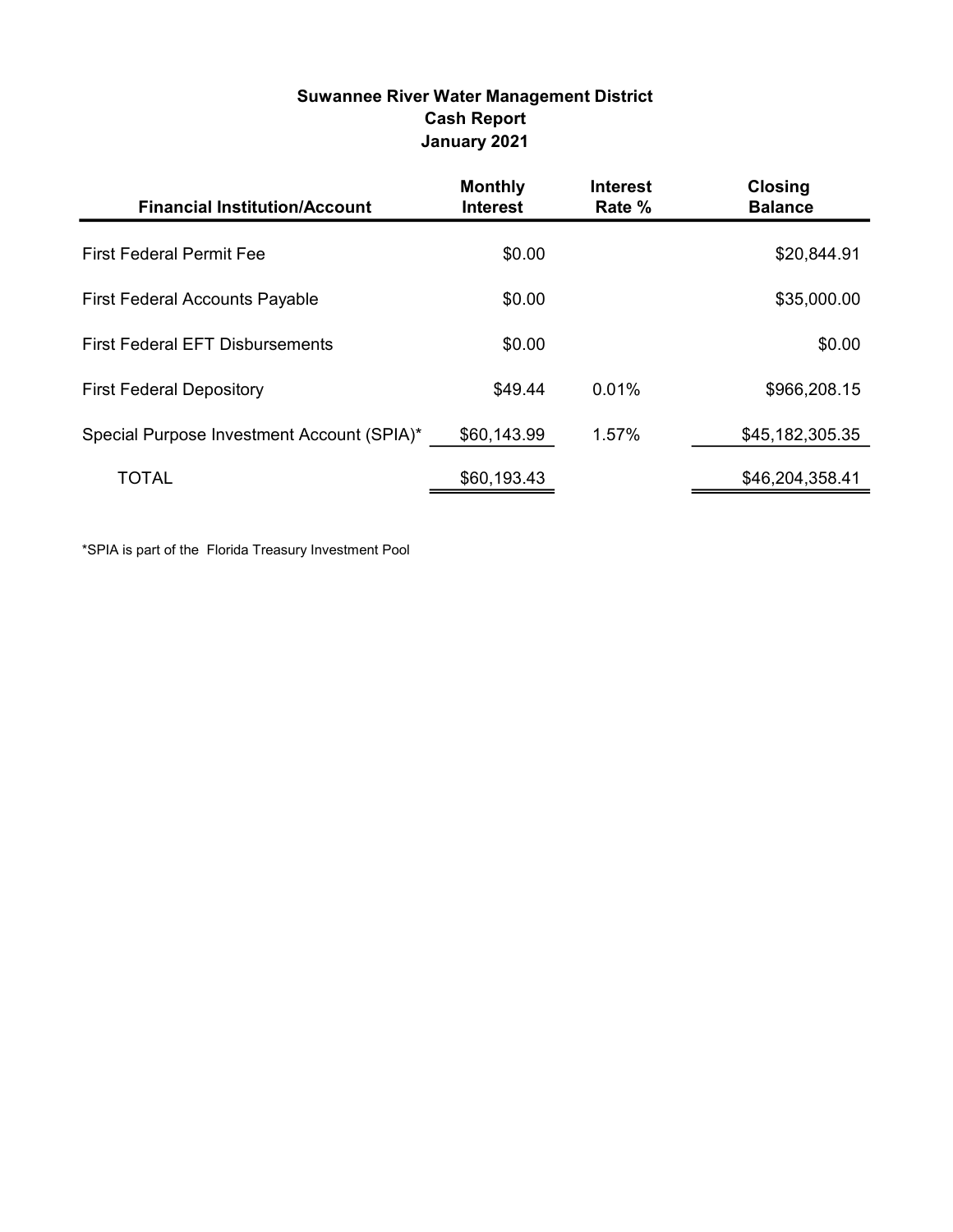## Suwannee River Water Management District
## Cash Report
## January 2021

| Financial Institution/Account | Monthly Interest | Interest Rate % | Closing Balance |
|---|---|---|---|
| First Federal Permit Fee | $0.00 | | $20,844.91 |
| First Federal Accounts Payable | $0.00 | | $35,000.00 |
| First Federal EFT Disbursements | $0.00 | | $0.00 |
| First Federal Depository | $49.44 | 0.01% | $966,208.15 |
| Special Purpose Investment Account (SPIA)* | $60,143.99 | 1.57% | $45,182,305.35 |
| TOTAL | $60,193.43 | | $46,204,358.41 |

*SPIA is part of the Florida Treasury Investment Pool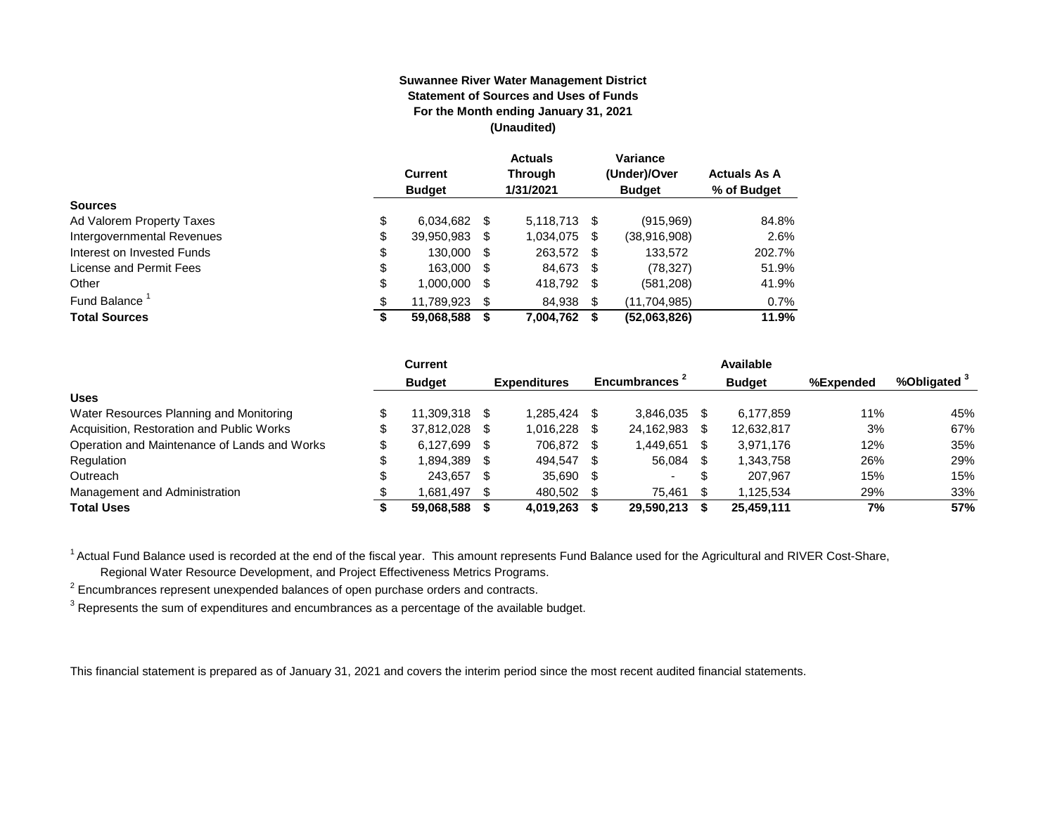**Suwannee River Water Management District**
**Statement of Sources and Uses of Funds**
**For the Month ending January 31, 2021**
**(Unaudited)**

| | Current Budget | Actuals Through 1/31/2021 | Variance (Under)/Over Budget | Actuals As A % of Budget |
|---|---|---|---|---|
| **Sources** | | | | |
| Ad Valorem Property Taxes | $ 6,034,682 | $ 5,118,713 | $ (915,969) | 84.8% |
| Intergovernmental Revenues | $ 39,950,983 | $ 1,034,075 | $ (38,916,908) | 2.6% |
| Interest on Invested Funds | $ 130,000 | $ 263,572 | $ 133,572 | 202.7% |
| License and Permit Fees | $ 163,000 | $ 84,673 | $ (78,327) | 51.9% |
| Other | $ 1,000,000 | $ 418,792 | $ (581,208) | 41.9% |
| Fund Balance [1] | $ 11,789,923 | $ 84,938 | $ (11,704,985) | 0.7% |
| **Total Sources** | **$ 59,068,588** | **$ 7,004,762** | **$ (52,063,826)** | **11.9%** |

| | Current Budget | Expenditures | Encumbrances [2] | Available Budget | %Expended | %Obligated [3] |
|---|---|---|---|---|---|---|
| **Uses** | | | | | | |
| Water Resources Planning and Monitoring | $ 11,309,318 | $ 1,285,424 | $ 3,846,035 | $ 6,177,859 | 11% | 45% |
| Acquisition, Restoration and Public Works | $ 37,812,028 | $ 1,016,228 | $ 24,162,983 | $ 12,632,817 | 3% | 67% |
| Operation and Maintenance of Lands and Works | $ 6,127,699 | $ 706,872 | $ 1,449,651 | $ 3,971,176 | 12% | 35% |
| Regulation | $ 1,894,389 | $ 494,547 | $ 56,084 | $ 1,343,758 | 26% | 29% |
| Outreach | $ 243,657 | $ 35,690 | $ - | $ 207,967 | 15% | 15% |
| Management and Administration | $ 1,681,497 | $ 480,502 | $ 75,461 | $ 1,125,534 | 29% | 33% |
| **Total Uses** | **$ 59,068,588** | **$ 4,019,263** | **$ 29,590,213** | **$ 25,459,111** | **7%** | **57%** |

[1] Actual Fund Balance used is recorded at the end of the fiscal year. This amount represents Fund Balance used for the Agricultural and RIVER Cost-Share, Regional Water Resource Development, and Project Effectiveness Metrics Programs.

[2] Encumbrances represent unexpended balances of open purchase orders and contracts.

[3] Represents the sum of expenditures and encumbrances as a percentage of the available budget.

This financial statement is prepared as of January 31, 2021 and covers the interim period since the most recent audited financial statements.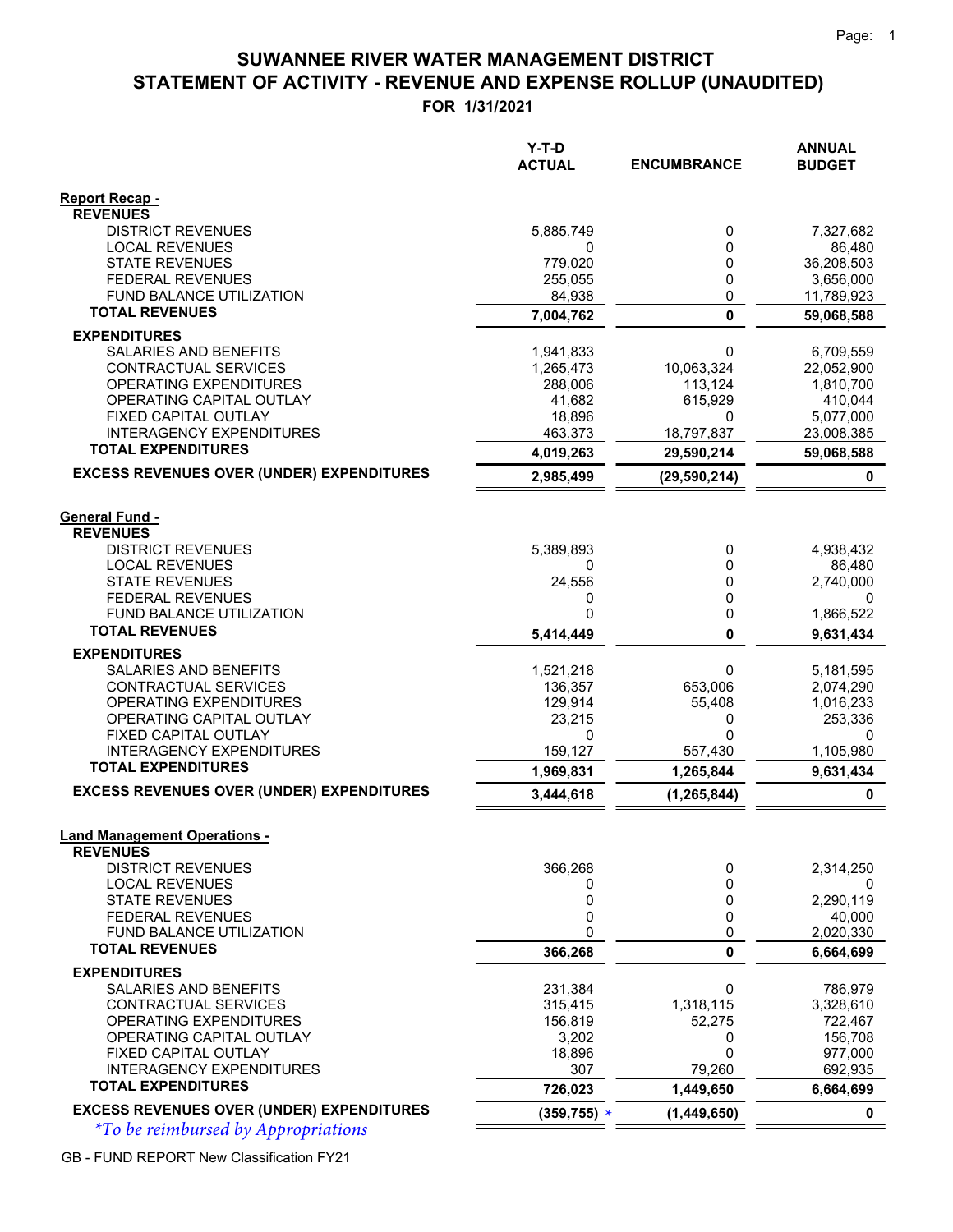# SUWANNEE RIVER WATER MANAGEMENT DISTRICT

## STATEMENT OF ACTIVITY - REVENUE AND EXPENSE ROLLUP (UNAUDITED)

**FOR 1/31/2021**

| | Y-T-D ACTUAL | ENCUMBRANCE | ANNUAL BUDGET |
|---|---|---|---|
| **Report Recap -** | | | |
| **REVENUES** | | | |
| DISTRICT REVENUES | 5,885,749 | 0 | 7,327,682 |
| LOCAL REVENUES | 0 | 0 | 86,480 |
| STATE REVENUES | 779,020 | 0 | 36,208,503 |
| FEDERAL REVENUES | 255,055 | 0 | 3,656,000 |
| FUND BALANCE UTILIZATION | 84,938 | 0 | 11,789,923 |
| **TOTAL REVENUES** | **7,004,762** | **0** | **59,068,588** |
| **EXPENDITURES** | | | |
| SALARIES AND BENEFITS | 1,941,833 | 0 | 6,709,559 |
| CONTRACTUAL SERVICES | 1,265,473 | 10,063,324 | 22,052,900 |
| OPERATING EXPENDITURES | 288,006 | 113,124 | 1,810,700 |
| OPERATING CAPITAL OUTLAY | 41,682 | 615,929 | 410,044 |
| FIXED CAPITAL OUTLAY | 18,896 | 0 | 5,077,000 |
| INTERAGENCY EXPENDITURES | 463,373 | 18,797,837 | 23,008,385 |
| **TOTAL EXPENDITURES** | **4,019,263** | **29,590,214** | **59,068,588** |
| **EXCESS REVENUES OVER (UNDER) EXPENDITURES** | **2,985,499** | **(29,590,214)** | **0** |
| **General Fund -** | | | |
| **REVENUES** | | | |
| DISTRICT REVENUES | 5,389,893 | 0 | 4,938,432 |
| LOCAL REVENUES | 0 | 0 | 86,480 |
| STATE REVENUES | 24,556 | 0 | 2,740,000 |
| FEDERAL REVENUES | 0 | 0 | 0 |
| FUND BALANCE UTILIZATION | 0 | 0 | 1,866,522 |
| **TOTAL REVENUES** | **5,414,449** | **0** | **9,631,434** |
| **EXPENDITURES** | | | |
| SALARIES AND BENEFITS | 1,521,218 | 0 | 5,181,595 |
| CONTRACTUAL SERVICES | 136,357 | 653,006 | 2,074,290 |
| OPERATING EXPENDITURES | 129,914 | 55,408 | 1,016,233 |
| OPERATING CAPITAL OUTLAY | 23,215 | 0 | 253,336 |
| FIXED CAPITAL OUTLAY | 0 | 0 | 0 |
| INTERAGENCY EXPENDITURES | 159,127 | 557,430 | 1,105,980 |
| **TOTAL EXPENDITURES** | **1,969,831** | **1,265,844** | **9,631,434** |
| **EXCESS REVENUES OVER (UNDER) EXPENDITURES** | **3,444,618** | **(1,265,844)** | **0** |
| **Land Management Operations -** | | | |
| **REVENUES** | | | |
| DISTRICT REVENUES | 366,268 | 0 | 2,314,250 |
| LOCAL REVENUES | 0 | 0 | 0 |
| STATE REVENUES | 0 | 0 | 2,290,119 |
| FEDERAL REVENUES | 0 | 0 | 40,000 |
| FUND BALANCE UTILIZATION | 0 | 0 | 2,020,330 |
| **TOTAL REVENUES** | **366,268** | **0** | **6,664,699** |
| **EXPENDITURES** | | | |
| SALARIES AND BENEFITS | 231,384 | 0 | 786,979 |
| CONTRACTUAL SERVICES | 315,415 | 1,318,115 | 3,328,610 |
| OPERATING EXPENDITURES | 156,819 | 52,275 | 722,467 |
| OPERATING CAPITAL OUTLAY | 3,202 | 0 | 156,708 |
| FIXED CAPITAL OUTLAY | 18,896 | 0 | 977,000 |
| INTERAGENCY EXPENDITURES | 307 | 79,260 | 692,935 |
| **TOTAL EXPENDITURES** | **726,023** | **1,449,650** | **6,664,699** |
| **EXCESS REVENUES OVER (UNDER) EXPENDITURES** | **(359,755)** * | **(1,449,650)** | **0** |

*\*To be reimbursed by Appropriations*

GB - FUND REPORT New Classification FY21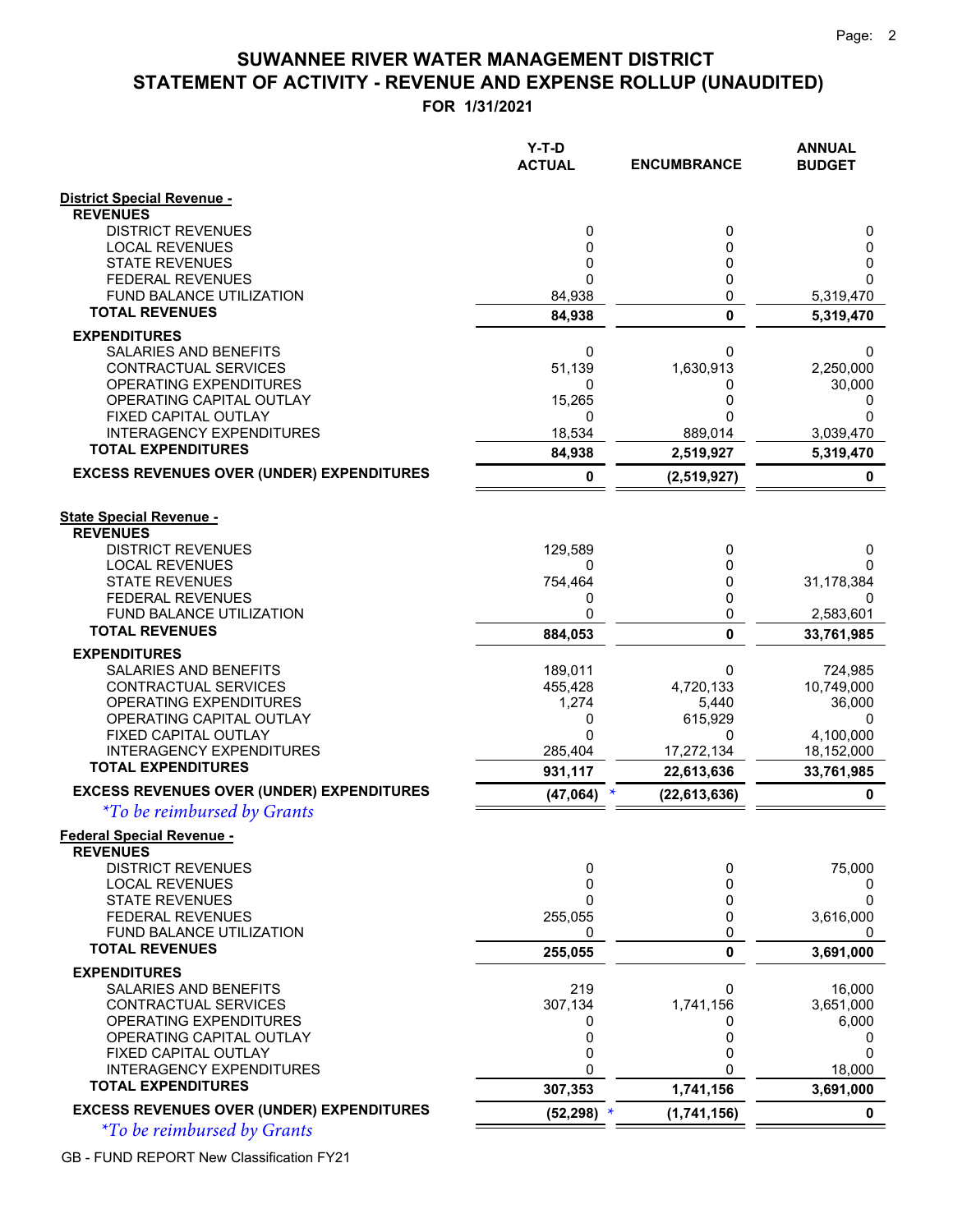# SUWANNEE RIVER WATER MANAGEMENT DISTRICT
# STATEMENT OF ACTIVITY - REVENUE AND EXPENSE ROLLUP (UNAUDITED)
**FOR 1/31/2021**

| | Y-T-D ACTUAL | ENCUMBRANCE | ANNUAL BUDGET |
|---|---|---|---|
| **District Special Revenue -** | | | |
| **REVENUES** | | | |
| DISTRICT REVENUES | 0 | 0 | 0 |
| LOCAL REVENUES | 0 | 0 | 0 |
| STATE REVENUES | 0 | 0 | 0 |
| FEDERAL REVENUES | 0 | 0 | 0 |
| FUND BALANCE UTILIZATION | 84,938 | 0 | 5,319,470 |
| **TOTAL REVENUES** | **84,938** | **0** | **5,319,470** |
| **EXPENDITURES** | | | |
| SALARIES AND BENEFITS | 0 | 0 | 0 |
| CONTRACTUAL SERVICES | 51,139 | 1,630,913 | 2,250,000 |
| OPERATING EXPENDITURES | 0 | 0 | 30,000 |
| OPERATING CAPITAL OUTLAY | 15,265 | 0 | 0 |
| FIXED CAPITAL OUTLAY | 0 | 0 | 0 |
| INTERAGENCY EXPENDITURES | 18,534 | 889,014 | 3,039,470 |
| **TOTAL EXPENDITURES** | **84,938** | **2,519,927** | **5,319,470** |
| **EXCESS REVENUES OVER (UNDER) EXPENDITURES** | **0** | **(2,519,927)** | **0** |
| **State Special Revenue -** | | | |
| **REVENUES** | | | |
| DISTRICT REVENUES | 129,589 | 0 | 0 |
| LOCAL REVENUES | 0 | 0 | 0 |
| STATE REVENUES | 754,464 | 0 | 31,178,384 |
| FEDERAL REVENUES | 0 | 0 | 0 |
| FUND BALANCE UTILIZATION | 0 | 0 | 2,583,601 |
| **TOTAL REVENUES** | **884,053** | **0** | **33,761,985** |
| **EXPENDITURES** | | | |
| SALARIES AND BENEFITS | 189,011 | 0 | 724,985 |
| CONTRACTUAL SERVICES | 455,428 | 4,720,133 | 10,749,000 |
| OPERATING EXPENDITURES | 1,274 | 5,440 | 36,000 |
| OPERATING CAPITAL OUTLAY | 0 | 615,929 | 0 |
| FIXED CAPITAL OUTLAY | 0 | 0 | 4,100,000 |
| INTERAGENCY EXPENDITURES | 285,404 | 17,272,134 | 18,152,000 |
| **TOTAL EXPENDITURES** | **931,117** | **22,613,636** | **33,761,985** |
| **EXCESS REVENUES OVER (UNDER) EXPENDITURES** | **(47,064)** * | **(22,613,636)** | **0** |
| *\*To be reimbursed by Grants* | | | |
| **Federal Special Revenue -** | | | |
| **REVENUES** | | | |
| DISTRICT REVENUES | 0 | 0 | 75,000 |
| LOCAL REVENUES | 0 | 0 | 0 |
| STATE REVENUES | 0 | 0 | 0 |
| FEDERAL REVENUES | 255,055 | 0 | 3,616,000 |
| FUND BALANCE UTILIZATION | 0 | 0 | 0 |
| **TOTAL REVENUES** | **255,055** | **0** | **3,691,000** |
| **EXPENDITURES** | | | |
| SALARIES AND BENEFITS | 219 | 0 | 16,000 |
| CONTRACTUAL SERVICES | 307,134 | 1,741,156 | 3,651,000 |
| OPERATING EXPENDITURES | 0 | 0 | 6,000 |
| OPERATING CAPITAL OUTLAY | 0 | 0 | 0 |
| FIXED CAPITAL OUTLAY | 0 | 0 | 0 |
| INTERAGENCY EXPENDITURES | 0 | 0 | 18,000 |
| **TOTAL EXPENDITURES** | **307,353** | **1,741,156** | **3,691,000** |
| **EXCESS REVENUES OVER (UNDER) EXPENDITURES** | **(52,298)** * | **(1,741,156)** | **0** |
| *\*To be reimbursed by Grants* | | | |

GB - FUND REPORT New Classification FY21